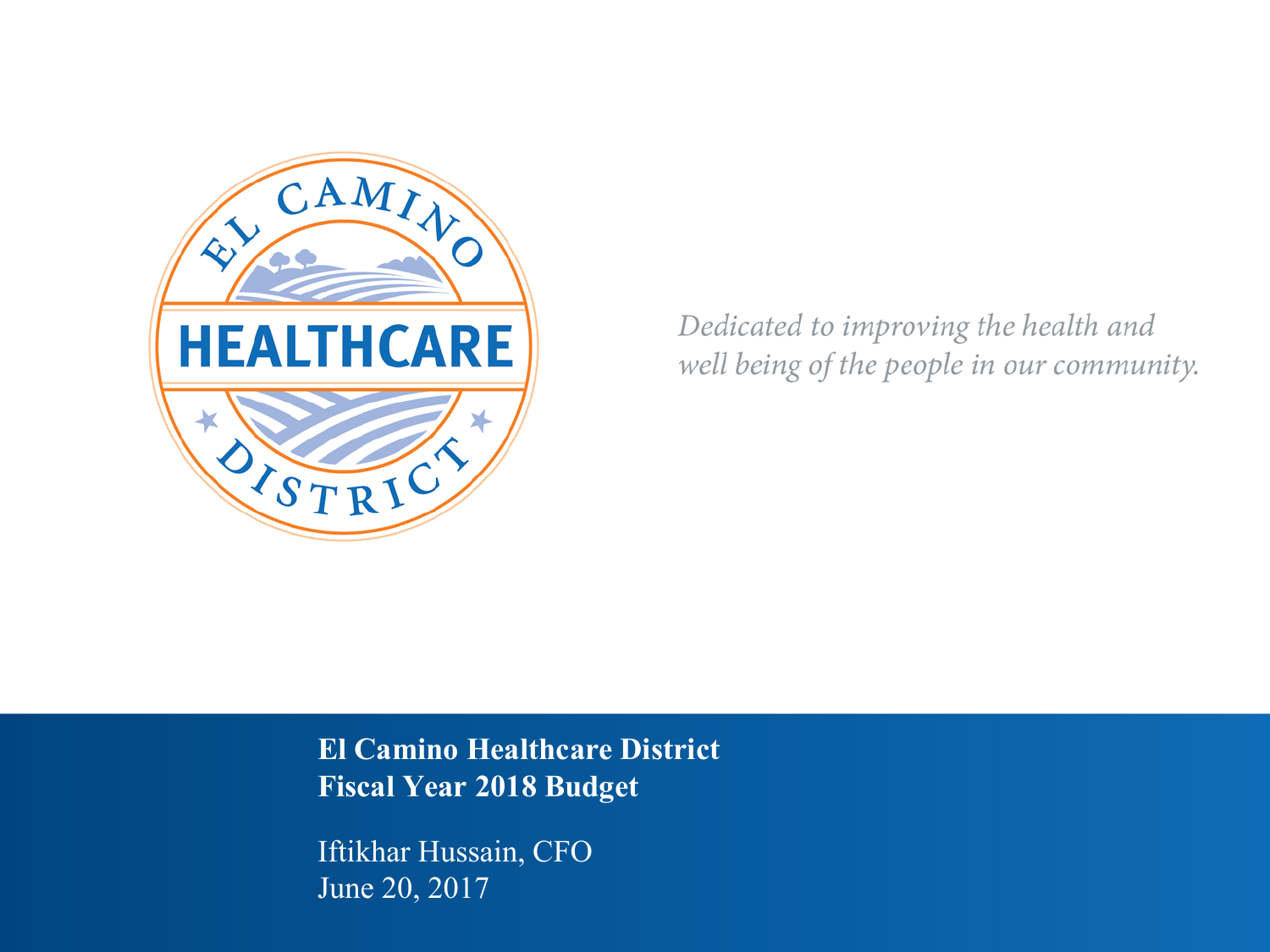EL CAMINO HEALTHCARE DISTRICT

*Dedicated to improving the health and well being of the people in our community.*

**El Camino Healthcare District**
**Fiscal Year 2018 Budget**

Iftikhar Hussain, CFO
June 20, 2017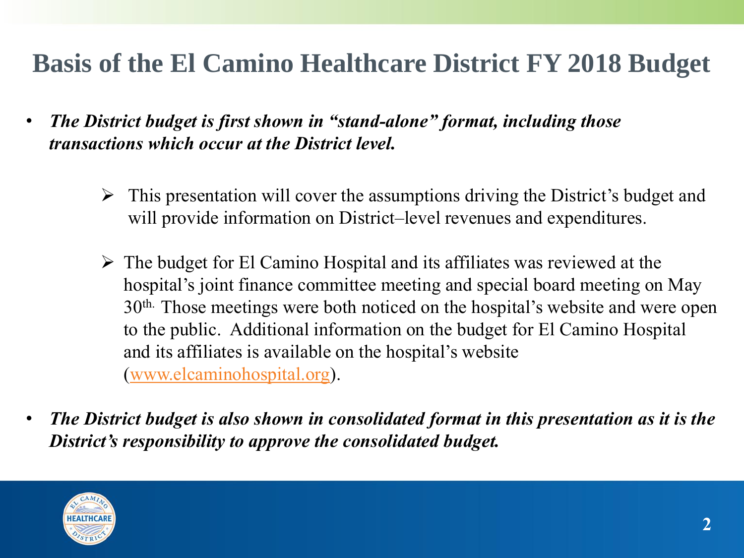# Basis of the El Camino Healthcare District FY 2018 Budget

- ***The District budget is first shown in "stand-alone" format, including those transactions which occur at the District level.***

    - This presentation will cover the assumptions driving the District's budget and will provide information on District–level revenues and expenditures.

    - The budget for El Camino Hospital and its affiliates was reviewed at the hospital's joint finance committee meeting and special board meeting on May 30th. Those meetings were both noticed on the hospital's website and were open to the public. Additional information on the budget for El Camino Hospital and its affiliates is available on the hospital's website (www.elcaminohospital.org).

- ***The District budget is also shown in consolidated format in this presentation as it is the District's responsibility to approve the consolidated budget.***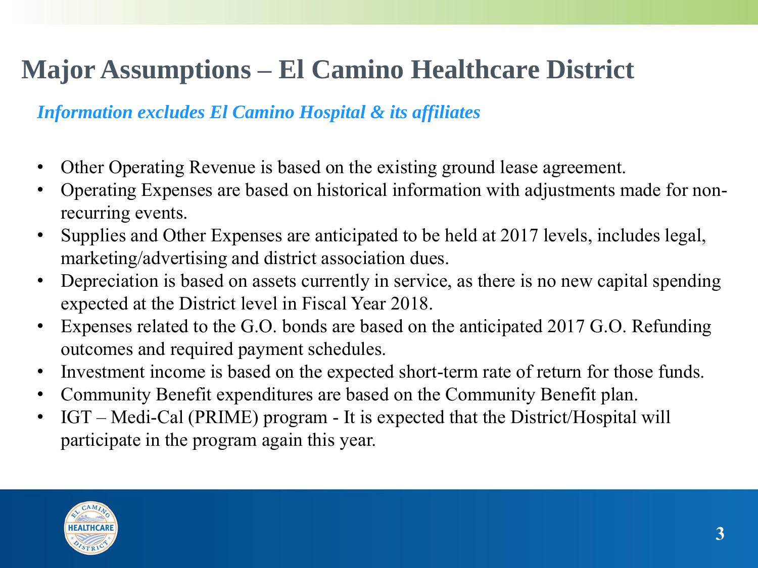# Major Assumptions – El Camino Healthcare District

***Information excludes El Camino Hospital & its affiliates***

- Other Operating Revenue is based on the existing ground lease agreement.
- Operating Expenses are based on historical information with adjustments made for non-recurring events.
- Supplies and Other Expenses are anticipated to be held at 2017 levels, includes legal, marketing/advertising and district association dues.
- Depreciation is based on assets currently in service, as there is no new capital spending expected at the District level in Fiscal Year 2018.
- Expenses related to the G.O. bonds are based on the anticipated 2017 G.O. Refunding outcomes and required payment schedules.
- Investment income is based on the expected short-term rate of return for those funds.
- Community Benefit expenditures are based on the Community Benefit plan.
- IGT – Medi-Cal (PRIME) program - It is expected that the District/Hospital will participate in the program again this year.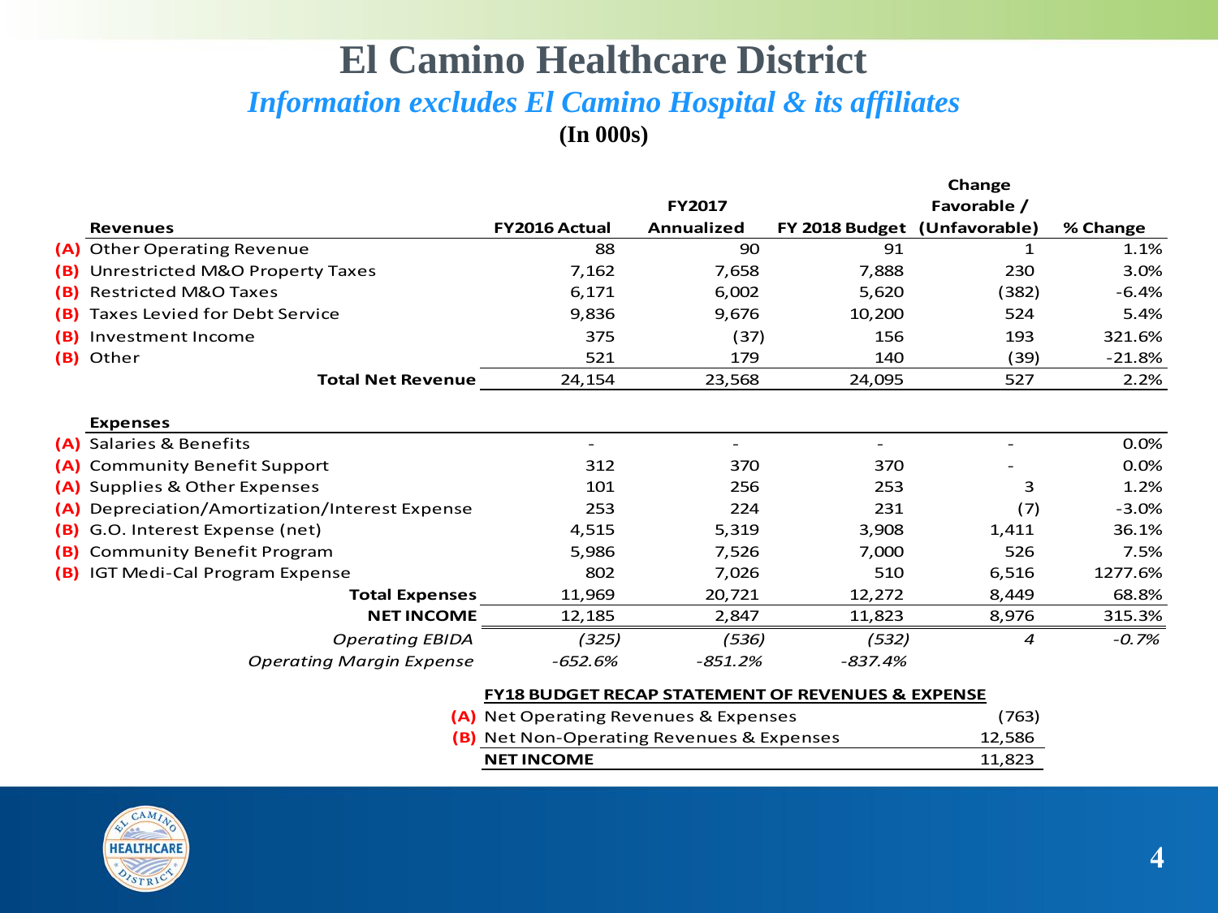# El Camino Healthcare District

## *Information excludes El Camino Hospital & its affiliates*

**(In 000s)**

| | Revenues | FY2016 Actual | FY2017 Annualized | FY 2018 Budget | Change Favorable / (Unfavorable) | % Change |
|---|---|---|---|---|---|---|
| (A) | Other Operating Revenue | 88 | 90 | 91 | 1 | 1.1% |
| (B) | Unrestricted M&O Property Taxes | 7,162 | 7,658 | 7,888 | 230 | 3.0% |
| (B) | Restricted M&O Taxes | 6,171 | 6,002 | 5,620 | (382) | -6.4% |
| (B) | Taxes Levied for Debt Service | 9,836 | 9,676 | 10,200 | 524 | 5.4% |
| (B) | Investment Income | 375 | (37) | 156 | 193 | 321.6% |
| (B) | Other | 521 | 179 | 140 | (39) | -21.8% |
| | **Total Net Revenue** | 24,154 | 23,568 | 24,095 | 527 | 2.2% |
| | | | | | | |
| | **Expenses** | | | | | |
| (A) | Salaries & Benefits | - | - | - | - | 0.0% |
| (A) | Community Benefit Support | 312 | 370 | 370 | - | 0.0% |
| (A) | Supplies & Other Expenses | 101 | 256 | 253 | 3 | 1.2% |
| (A) | Depreciation/Amortization/Interest Expense | 253 | 224 | 231 | (7) | -3.0% |
| (B) | G.O. Interest Expense (net) | 4,515 | 5,319 | 3,908 | 1,411 | 36.1% |
| (B) | Community Benefit Program | 5,986 | 7,526 | 7,000 | 526 | 7.5% |
| (B) | IGT Medi-Cal Program Expense | 802 | 7,026 | 510 | 6,516 | 1277.6% |
| | **Total Expenses** | 11,969 | 20,721 | 12,272 | 8,449 | 68.8% |
| | **NET INCOME** | 12,185 | 2,847 | 11,823 | 8,976 | 315.3% |
| | *Operating EBIDA* | *(325)* | *(536)* | *(532)* | *4* | *-0.7%* |
| | *Operating Margin Expense* | *-652.6%* | *-851.2%* | *-837.4%* | | |

**FY18 BUDGET RECAP STATEMENT OF REVENUES & EXPENSE**

| | | |
|---|---|---|
| (A) | Net Operating Revenues & Expenses | (763) |
| (B) | Net Non-Operating Revenues & Expenses | 12,586 |
| | **NET INCOME** | 11,823 |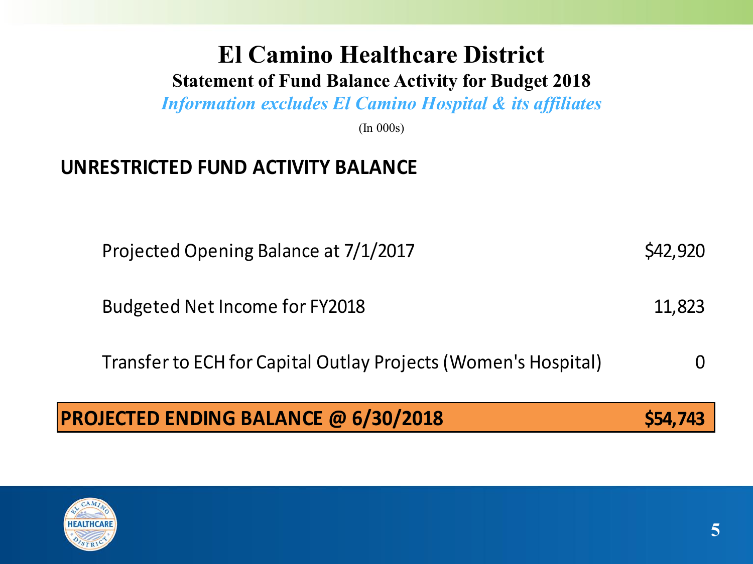# El Camino Healthcare District

## Statement of Fund Balance Activity for Budget 2018

*Information excludes El Camino Hospital & its affiliates*

(In 000s)

### UNRESTRICTED FUND ACTIVITY BALANCE

| | |
|---|---|
| Projected Opening Balance at 7/1/2017 | $42,920 |
| Budgeted Net Income for FY2018 | 11,823 |
| Transfer to ECH for Capital Outlay Projects (Women's Hospital) | 0 |
| **PROJECTED ENDING BALANCE @ 6/30/2018** | **$54,743** |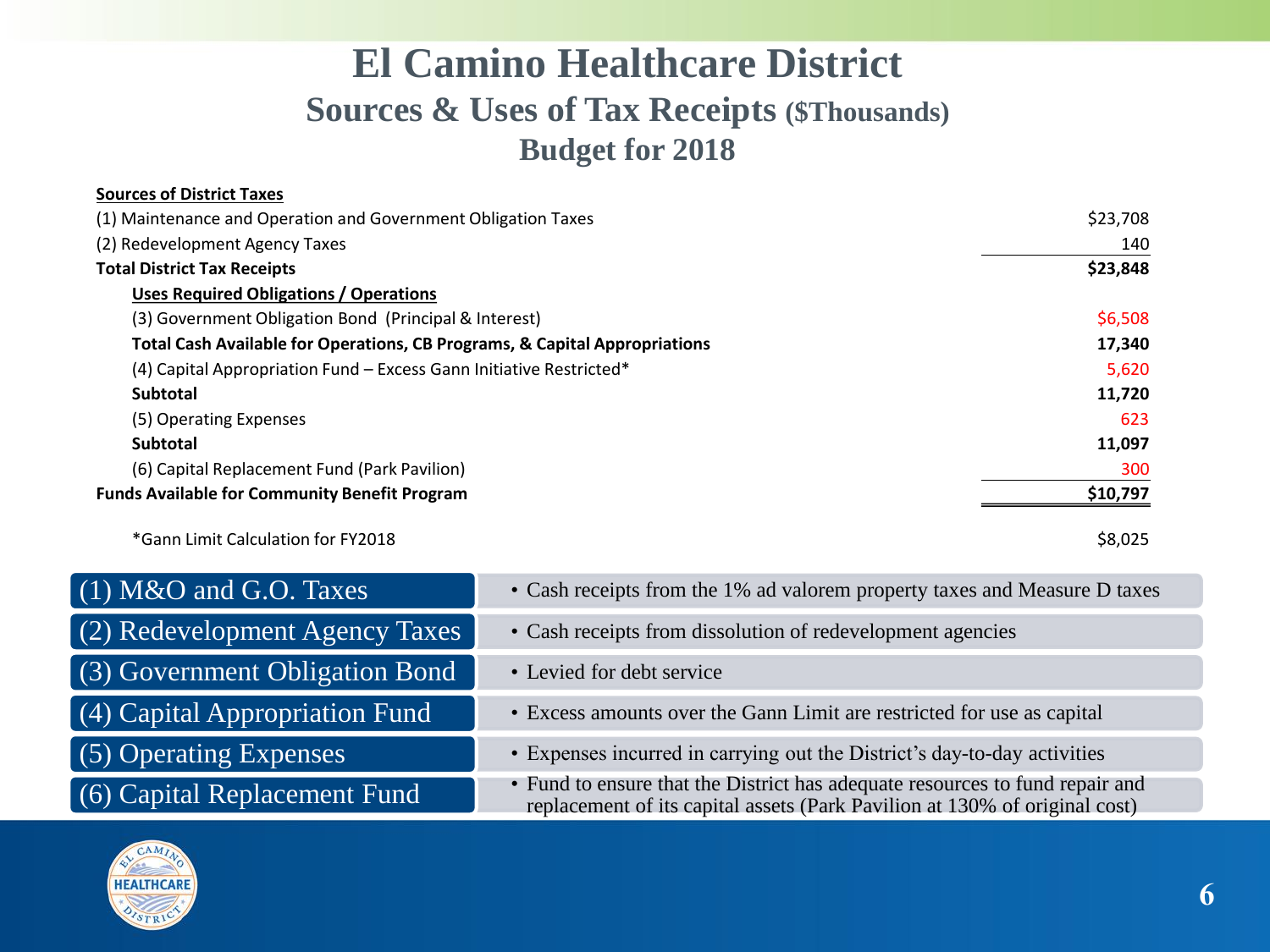# El Camino Healthcare District

## Sources & Uses of Tax Receipts ($Thousands)

## Budget for 2018

| Item | Amount |
|---|---|
| **Sources of District Taxes** | |
| (1) Maintenance and Operation and Government Obligation Taxes | $23,708 |
| (2) Redevelopment Agency Taxes | 140 |
| **Total District Tax Receipts** | **$23,848** |
| **Uses Required Obligations / Operations** | |
| (3) Government Obligation Bond (Principal & Interest) | $6,508 |
| **Total Cash Available for Operations, CB Programs, & Capital Appropriations** | **17,340** |
| (4) Capital Appropriation Fund – Excess Gann Initiative Restricted* | 5,620 |
| **Subtotal** | **11,720** |
| (5) Operating Expenses | 623 |
| **Subtotal** | **11,097** |
| (6) Capital Replacement Fund (Park Pavilion) | 300 |
| **Funds Available for Community Benefit Program** | **$10,797** |

*Gann Limit Calculation for FY2018 — $8,025

| Item | Description |
|---|---|
| (1) M&O and G.O. Taxes | Cash receipts from the 1% ad valorem property taxes and Measure D taxes |
| (2) Redevelopment Agency Taxes | Cash receipts from dissolution of redevelopment agencies |
| (3) Government Obligation Bond | Levied for debt service |
| (4) Capital Appropriation Fund | Excess amounts over the Gann Limit are restricted for use as capital |
| (5) Operating Expenses | Expenses incurred in carrying out the District's day-to-day activities |
| (6) Capital Replacement Fund | Fund to ensure that the District has adequate resources to fund repair and replacement of its capital assets (Park Pavilion at 130% of original cost) |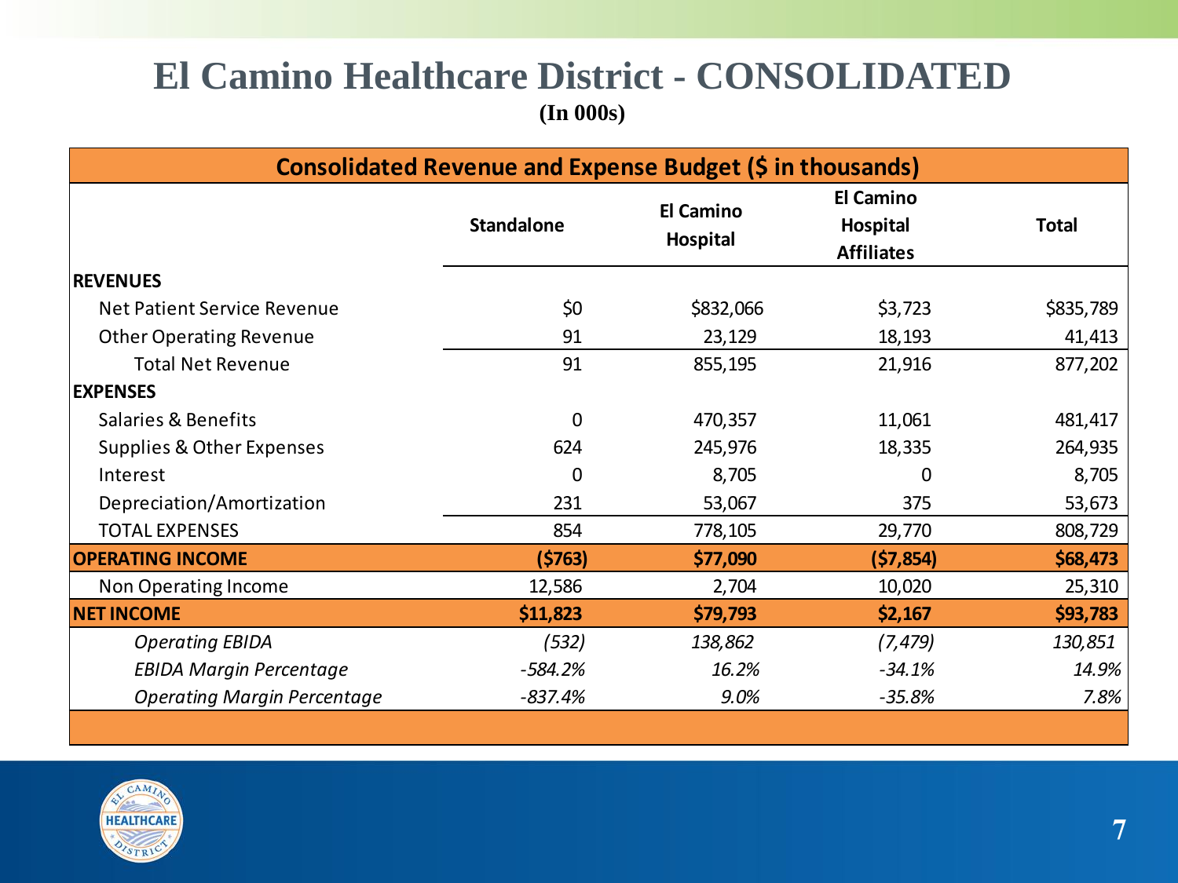# El Camino Healthcare District - CONSOLIDATED

**(In 000s)**

| Consolidated Revenue and Expense Budget ($ in thousands) | | | | |
|---|---|---|---|---|
| | **Standalone** | **El Camino Hospital** | **El Camino Hospital Affiliates** | **Total** |
| **REVENUES** | | | | |
| Net Patient Service Revenue | $0 | $832,066 | $3,723 | $835,789 |
| Other Operating Revenue | 91 | 23,129 | 18,193 | 41,413 |
| Total Net Revenue | 91 | 855,195 | 21,916 | 877,202 |
| **EXPENSES** | | | | |
| Salaries & Benefits | 0 | 470,357 | 11,061 | 481,417 |
| Supplies & Other Expenses | 624 | 245,976 | 18,335 | 264,935 |
| Interest | 0 | 8,705 | 0 | 8,705 |
| Depreciation/Amortization | 231 | 53,067 | 375 | 53,673 |
| TOTAL EXPENSES | 854 | 778,105 | 29,770 | 808,729 |
| **OPERATING INCOME** | **($763)** | **$77,090** | **($7,854)** | **$68,473** |
| Non Operating Income | 12,586 | 2,704 | 10,020 | 25,310 |
| **NET INCOME** | **$11,823** | **$79,793** | **$2,167** | **$93,783** |
| *Operating EBIDA* | *(532)* | *138,862* | *(7,479)* | *130,851* |
| *EBIDA Margin Percentage* | *-584.2%* | *16.2%* | *-34.1%* | *14.9%* |
| *Operating Margin Percentage* | *-837.4%* | *9.0%* | *-35.8%* | *7.8%* |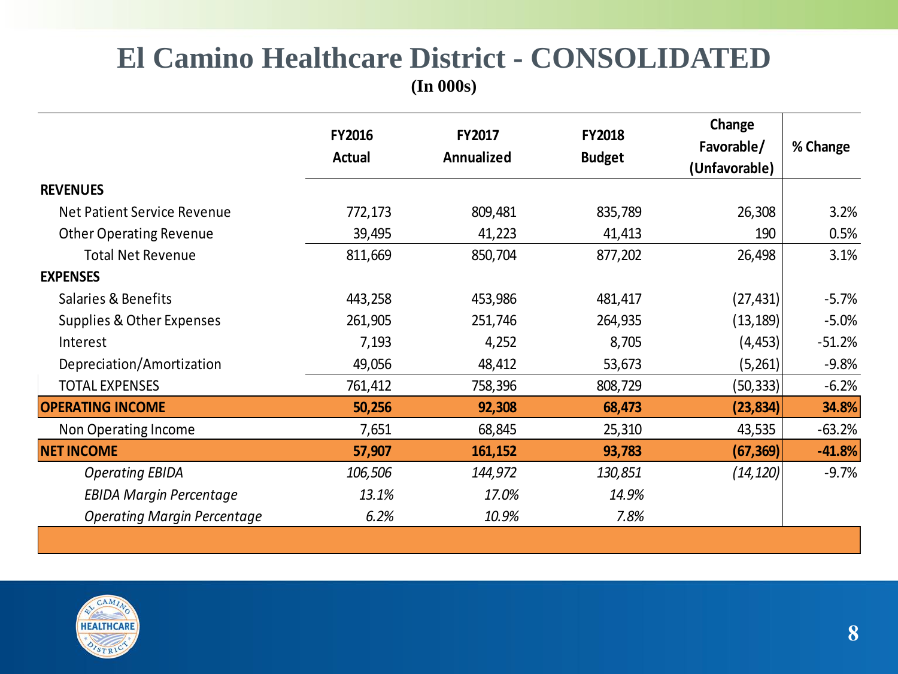# El Camino Healthcare District - CONSOLIDATED

**(In 000s)**

| | FY2016 Actual | FY2017 Annualized | FY2018 Budget | Change Favorable/ (Unfavorable) | % Change |
|---|---|---|---|---|---|
| **REVENUES** | | | | | |
| Net Patient Service Revenue | 772,173 | 809,481 | 835,789 | 26,308 | 3.2% |
| Other Operating Revenue | 39,495 | 41,223 | 41,413 | 190 | 0.5% |
| Total Net Revenue | 811,669 | 850,704 | 877,202 | 26,498 | 3.1% |
| **EXPENSES** | | | | | |
| Salaries & Benefits | 443,258 | 453,986 | 481,417 | (27,431) | -5.7% |
| Supplies & Other Expenses | 261,905 | 251,746 | 264,935 | (13,189) | -5.0% |
| Interest | 7,193 | 4,252 | 8,705 | (4,453) | -51.2% |
| Depreciation/Amortization | 49,056 | 48,412 | 53,673 | (5,261) | -9.8% |
| TOTAL EXPENSES | 761,412 | 758,396 | 808,729 | (50,333) | -6.2% |
| **OPERATING INCOME** | **50,256** | **92,308** | **68,473** | **(23,834)** | **34.8%** |
| Non Operating Income | 7,651 | 68,845 | 25,310 | 43,535 | -63.2% |
| **NET INCOME** | **57,907** | **161,152** | **93,783** | **(67,369)** | **-41.8%** |
| *Operating EBIDA* | *106,506* | *144,972* | *130,851* | *(14,120)* | -9.7% |
| *EBIDA Margin Percentage* | *13.1%* | *17.0%* | *14.9%* | | |
| *Operating Margin Percentage* | *6.2%* | *10.9%* | *7.8%* | | |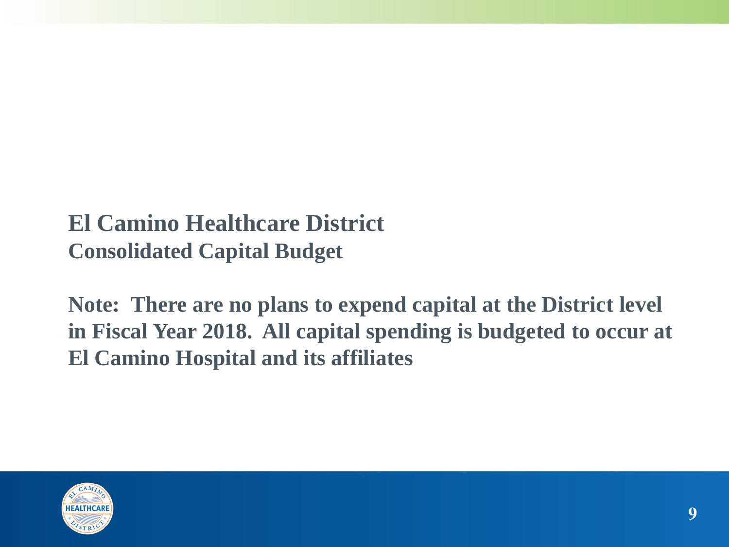## El Camino Healthcare District
### Consolidated Capital Budget

**Note: There are no plans to expend capital at the District level in Fiscal Year 2018. All capital spending is budgeted to occur at El Camino Hospital and its affiliates**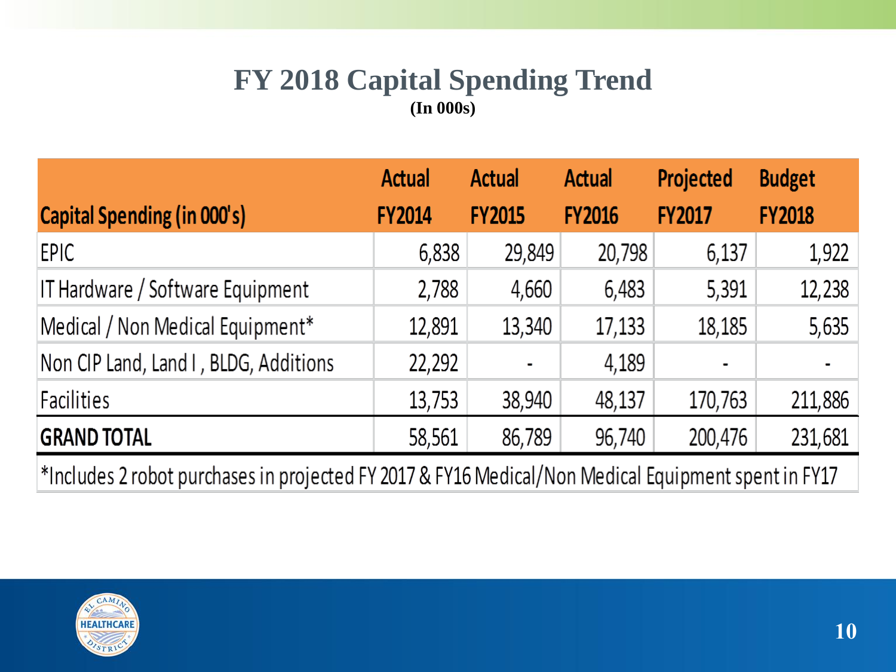# FY 2018 Capital Spending Trend

**(In 000s)**

| Capital Spending (in 000's) | Actual FY2014 | Actual FY2015 | Actual FY2016 | Projected FY2017 | Budget FY2018 |
|---|---|---|---|---|---|
| EPIC | 6,838 | 29,849 | 20,798 | 6,137 | 1,922 |
| IT Hardware / Software Equipment | 2,788 | 4,660 | 6,483 | 5,391 | 12,238 |
| Medical / Non Medical Equipment* | 12,891 | 13,340 | 17,133 | 18,185 | 5,635 |
| Non CIP Land, Land I , BLDG, Additions | 22,292 | - | 4,189 | - | - |
| Facilities | 13,753 | 38,940 | 48,137 | 170,763 | 211,886 |
| **GRAND TOTAL** | 58,561 | 86,789 | 96,740 | 200,476 | 231,681 |

*Includes 2 robot purchases in projected FY 2017 & FY16 Medical/Non Medical Equipment spent in FY17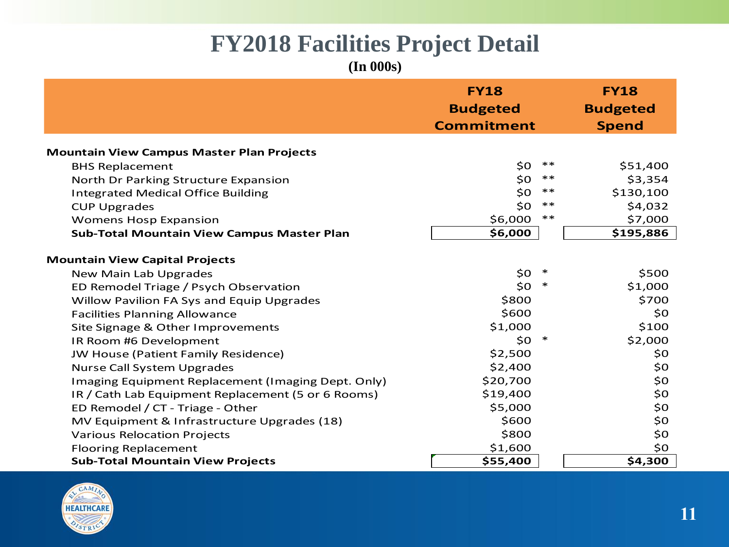# FY2018 Facilities Project Detail

**(In 000s)**

| | FY18 Budgeted Commitment | | FY18 Budgeted Spend |
|---|---|---|---|
| **Mountain View Campus Master Plan Projects** | | | |
| BHS Replacement | $0 | ** | $51,400 |
| North Dr Parking Structure Expansion | $0 | ** | $3,354 |
| Integrated Medical Office Building | $0 | ** | $130,100 |
| CUP Upgrades | $0 | ** | $4,032 |
| Womens Hosp Expansion | $6,000 | ** | $7,000 |
| **Sub-Total Mountain View Campus Master Plan** | **$6,000** | | **$195,886** |
| **Mountain View Capital Projects** | | | |
| New Main Lab Upgrades | $0 | * | $500 |
| ED Remodel Triage / Psych Observation | $0 | * | $1,000 |
| Willow Pavilion FA Sys and Equip Upgrades | $800 | | $700 |
| Facilities Planning Allowance | $600 | | $0 |
| Site Signage & Other Improvements | $1,000 | | $100 |
| IR Room #6 Development | $0 | * | $2,000 |
| JW House (Patient Family Residence) | $2,500 | | $0 |
| Nurse Call System Upgrades | $2,400 | | $0 |
| Imaging Equipment Replacement (Imaging Dept. Only) | $20,700 | | $0 |
| IR / Cath Lab Equipment Replacement (5 or 6 Rooms) | $19,400 | | $0 |
| ED Remodel / CT - Triage - Other | $5,000 | | $0 |
| MV Equipment & Infrastructure Upgrades (18) | $600 | | $0 |
| Various Relocation Projects | $800 | | $0 |
| Flooring Replacement | $1,600 | | $0 |
| **Sub-Total Mountain View Projects** | **$55,400** | | **$4,300** |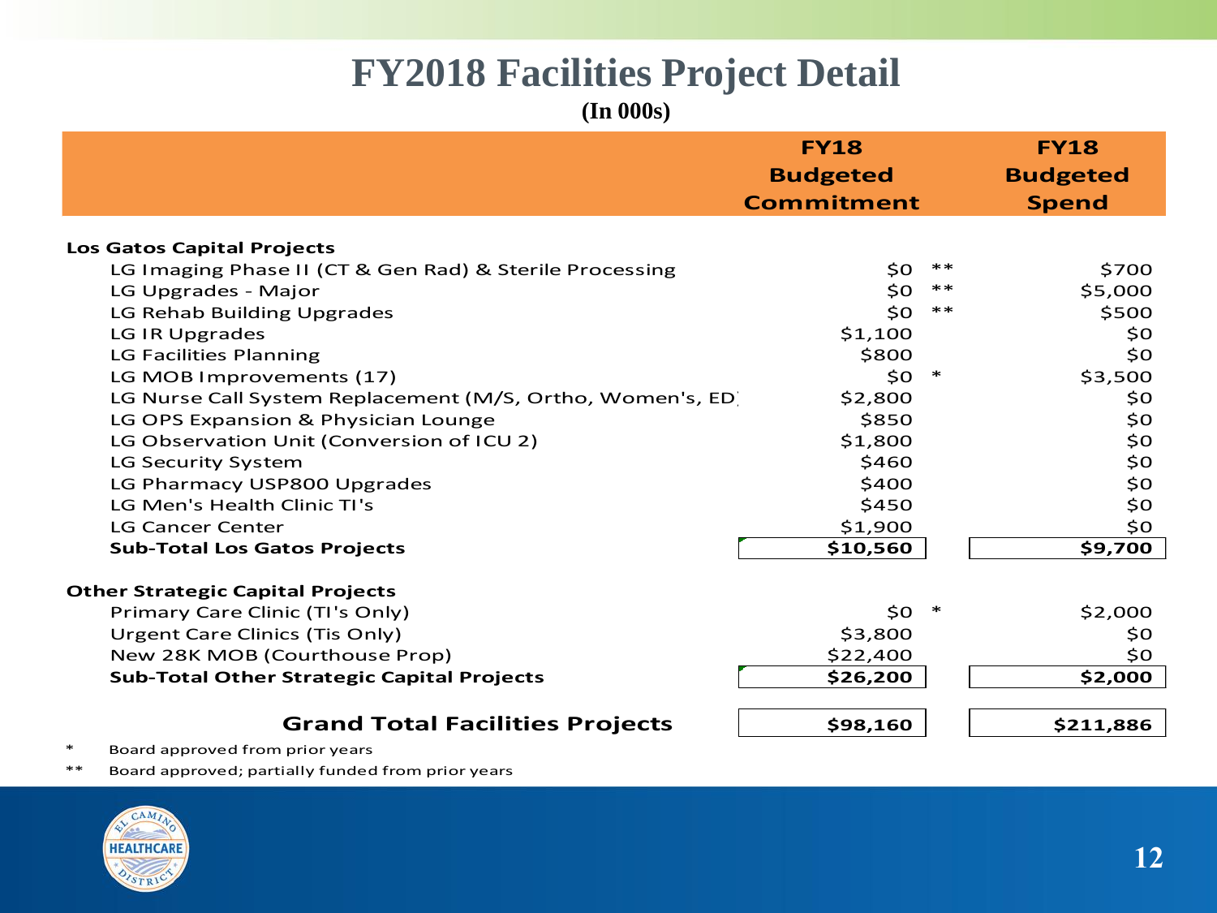# FY2018 Facilities Project Detail

**(In 000s)**

| | FY18 Budgeted Commitment | | FY18 Budgeted Spend |
|---|---|---|---|
| **Los Gatos Capital Projects** | | | |
| LG Imaging Phase II (CT & Gen Rad) & Sterile Processing | $0 | ** | $700 |
| LG Upgrades - Major | $0 | ** | $5,000 |
| LG Rehab Building Upgrades | $0 | ** | $500 |
| LG IR Upgrades | $1,100 | | $0 |
| LG Facilities Planning | $800 | | $0 |
| LG MOB Improvements (17) | $0 | * | $3,500 |
| LG Nurse Call System Replacement (M/S, Ortho, Women's, ED) | $2,800 | | $0 |
| LG OPS Expansion & Physician Lounge | $850 | | $0 |
| LG Observation Unit (Conversion of ICU 2) | $1,800 | | $0 |
| LG Security System | $460 | | $0 |
| LG Pharmacy USP800 Upgrades | $400 | | $0 |
| LG Men's Health Clinic TI's | $450 | | $0 |
| LG Cancer Center | $1,900 | | $0 |
| **Sub-Total Los Gatos Projects** | **$10,560** | | **$9,700** |
| **Other Strategic Capital Projects** | | | |
| Primary Care Clinic (TI's Only) | $0 | * | $2,000 |
| Urgent Care Clinics (Tis Only) | $3,800 | | $0 |
| New 28K MOB (Courthouse Prop) | $22,400 | | $0 |
| **Sub-Total Other Strategic Capital Projects** | **$26,200** | | **$2,000** |
| **Grand Total Facilities Projects** | **$98,160** | | **$211,886** |

\* Board approved from prior years

\*\* Board approved; partially funded from prior years